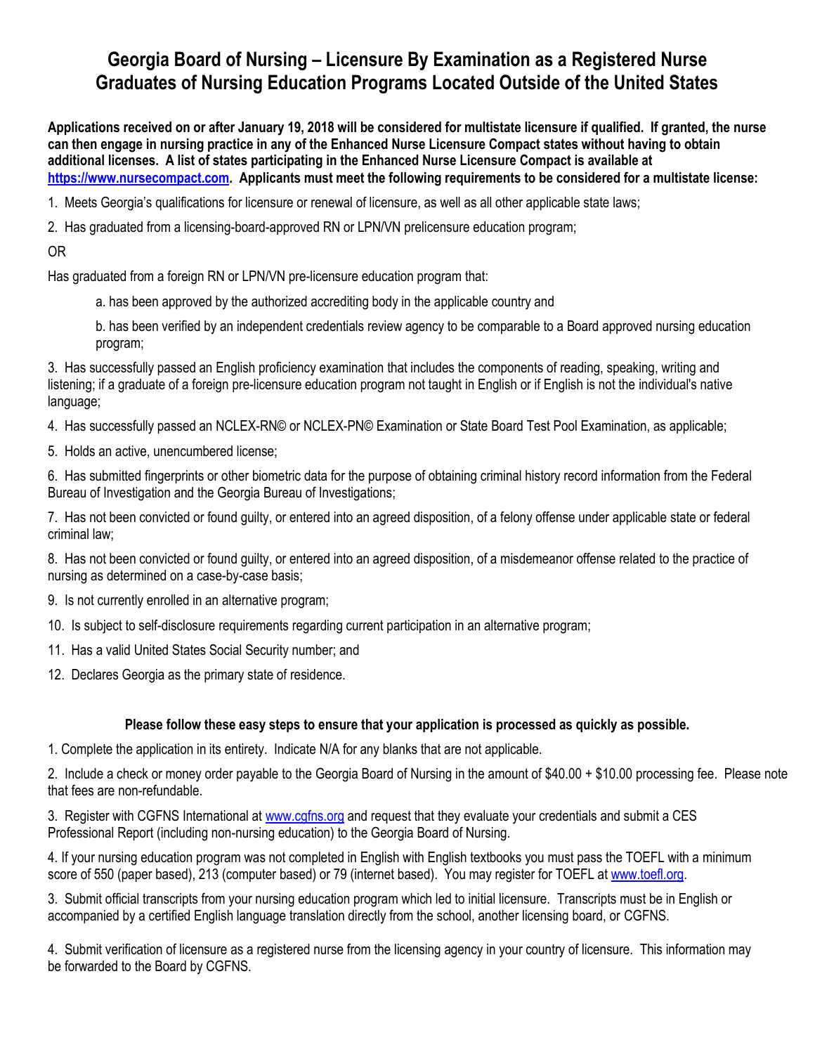# Georgia Board of Nursing – Licensure By Examination as a Registered Nurse
# Graduates of Nursing Education Programs Located Outside of the United States

**Applications received on or after January 19, 2018 will be considered for multistate licensure if qualified. If granted, the nurse can then engage in nursing practice in any of the Enhanced Nurse Licensure Compact states without having to obtain additional licenses. A list of states participating in the Enhanced Nurse Licensure Compact is available at [https://www.nursecompact.com](https://www.nursecompact.com). Applicants must meet the following requirements to be considered for a multistate license:**

1. Meets Georgia's qualifications for licensure or renewal of licensure, as well as all other applicable state laws;
2. Has graduated from a licensing-board-approved RN or LPN/VN prelicensure education program;

OR

Has graduated from a foreign RN or LPN/VN pre-licensure education program that:

   a. has been approved by the authorized accrediting body in the applicable country and

   b. has been verified by an independent credentials review agency to be comparable to a Board approved nursing education program;

3. Has successfully passed an English proficiency examination that includes the components of reading, speaking, writing and listening; if a graduate of a foreign pre-licensure education program not taught in English or if English is not the individual's native language;
4. Has successfully passed an NCLEX-RN© or NCLEX-PN© Examination or State Board Test Pool Examination, as applicable;
5. Holds an active, unencumbered license;
6. Has submitted fingerprints or other biometric data for the purpose of obtaining criminal history record information from the Federal Bureau of Investigation and the Georgia Bureau of Investigations;
7. Has not been convicted or found guilty, or entered into an agreed disposition, of a felony offense under applicable state or federal criminal law;
8. Has not been convicted or found guilty, or entered into an agreed disposition, of a misdemeanor offense related to the practice of nursing as determined on a case-by-case basis;
9. Is not currently enrolled in an alternative program;
10. Is subject to self-disclosure requirements regarding current participation in an alternative program;
11. Has a valid United States Social Security number; and
12. Declares Georgia as the primary state of residence.

**Please follow these easy steps to ensure that your application is processed as quickly as possible.**

1. Complete the application in its entirety. Indicate N/A for any blanks that are not applicable.

2. Include a check or money order payable to the Georgia Board of Nursing in the amount of $40.00 + $10.00 processing fee. Please note that fees are non-refundable.

3. Register with CGFNS International at [www.cgfns.org](www.cgfns.org) and request that they evaluate your credentials and submit a CES Professional Report (including non-nursing education) to the Georgia Board of Nursing.

4. If your nursing education program was not completed in English with English textbooks you must pass the TOEFL with a minimum score of 550 (paper based), 213 (computer based) or 79 (internet based). You may register for TOEFL at [www.toefl.org](www.toefl.org).

3. Submit official transcripts from your nursing education program which led to initial licensure. Transcripts must be in English or accompanied by a certified English language translation directly from the school, another licensing board, or CGFNS.

4. Submit verification of licensure as a registered nurse from the licensing agency in your country of licensure. This information may be forwarded to the Board by CGFNS.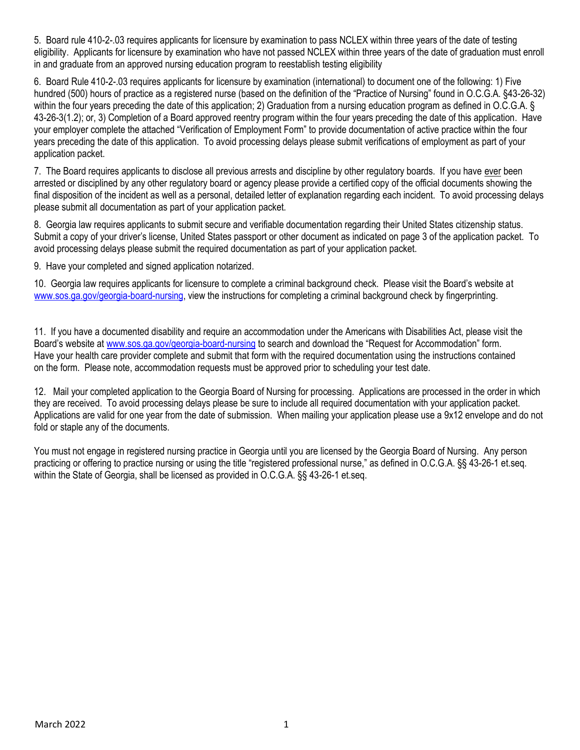5. Board rule 410-2-.03 requires applicants for licensure by examination to pass NCLEX within three years of the date of testing eligibility. Applicants for licensure by examination who have not passed NCLEX within three years of the date of graduation must enroll in and graduate from an approved nursing education program to reestablish testing eligibility

6. Board Rule 410-2-.03 requires applicants for licensure by examination (international) to document one of the following: 1) Five hundred (500) hours of practice as a registered nurse (based on the definition of the "Practice of Nursing" found in O.C.G.A. §43-26-32) within the four years preceding the date of this application; 2) Graduation from a nursing education program as defined in O.C.G.A. § 43-26-3(1.2); or, 3) Completion of a Board approved reentry program within the four years preceding the date of this application. Have your employer complete the attached "Verification of Employment Form" to provide documentation of active practice within the four years preceding the date of this application. To avoid processing delays please submit verifications of employment as part of your application packet.

7. The Board requires applicants to disclose all previous arrests and discipline by other regulatory boards. If you have ever been arrested or disciplined by any other regulatory board or agency please provide a certified copy of the official documents showing the final disposition of the incident as well as a personal, detailed letter of explanation regarding each incident. To avoid processing delays please submit all documentation as part of your application packet.

8. Georgia law requires applicants to submit secure and verifiable documentation regarding their United States citizenship status. Submit a copy of your driver's license, United States passport or other document as indicated on page 3 of the application packet. To avoid processing delays please submit the required documentation as part of your application packet.

9. Have your completed and signed application notarized.

10. Georgia law requires applicants for licensure to complete a criminal background check. Please visit the Board's website at www.sos.ga.gov/georgia-board-nursing, view the instructions for completing a criminal background check by fingerprinting.

11. If you have a documented disability and require an accommodation under the Americans with Disabilities Act, please visit the Board's website at www.sos.ga.gov/georgia-board-nursing to search and download the "Request for Accommodation" form. Have your health care provider complete and submit that form with the required documentation using the instructions contained on the form. Please note, accommodation requests must be approved prior to scheduling your test date.

12. Mail your completed application to the Georgia Board of Nursing for processing. Applications are processed in the order in which they are received. To avoid processing delays please be sure to include all required documentation with your application packet. Applications are valid for one year from the date of submission. When mailing your application please use a 9x12 envelope and do not fold or staple any of the documents.

You must not engage in registered nursing practice in Georgia until you are licensed by the Georgia Board of Nursing. Any person practicing or offering to practice nursing or using the title "registered professional nurse," as defined in O.C.G.A. §§ 43-26-1 et.seq. within the State of Georgia, shall be licensed as provided in O.C.G.A. §§ 43-26-1 et.seq.

March 2022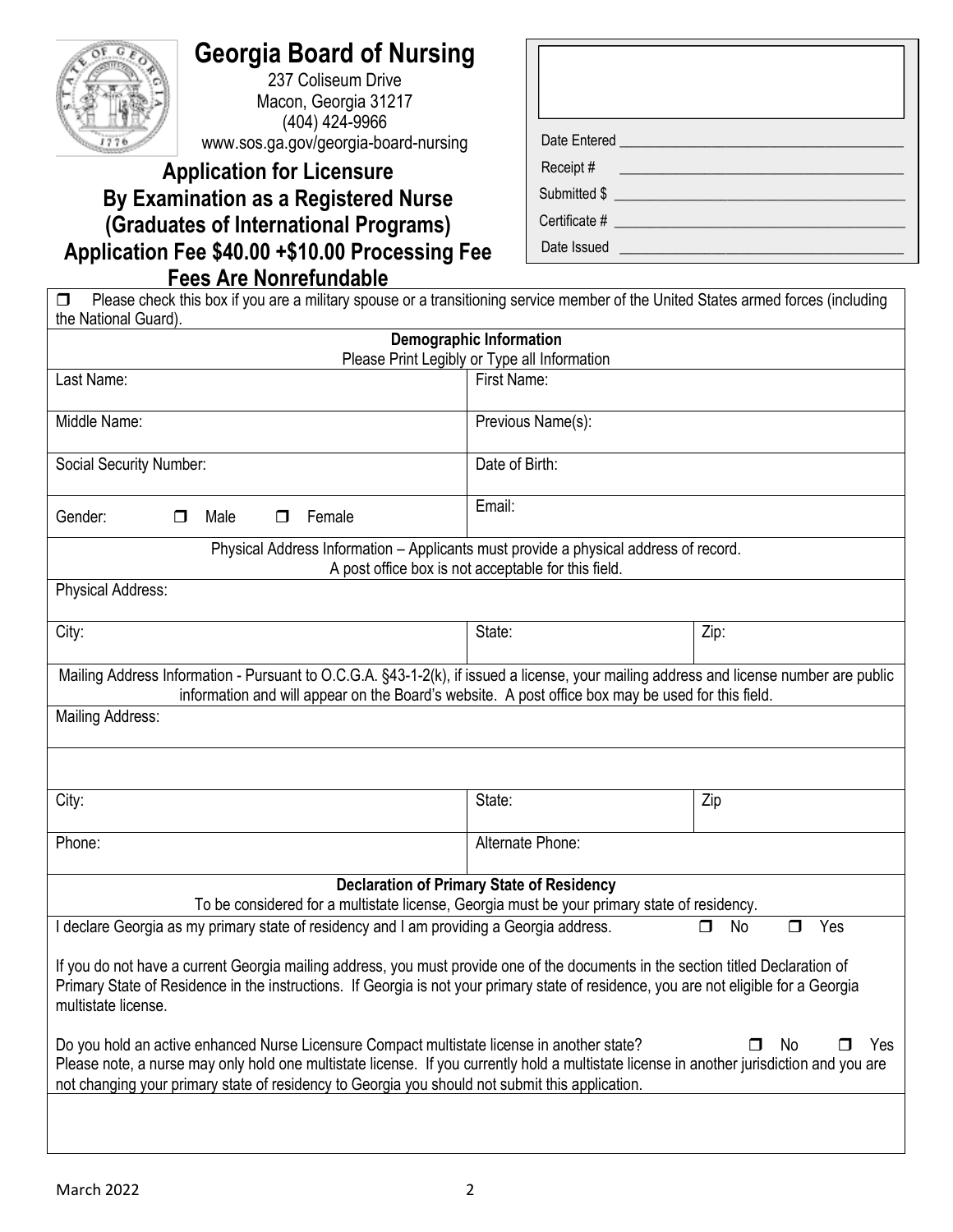# Georgia Board of Nursing

237 Coliseum Drive
Macon, Georgia 31217
(404) 424-9966
www.sos.ga.gov/georgia-board-nursing

## Application for Licensure By Examination as a Registered Nurse (Graduates of International Programs)

## Application Fee $40.00 +$10.00 Processing Fee

## Fees Are Nonrefundable

| |
|---|
| Date Entered ____________ |
| Receipt # ____________ |
| Submitted $ ____________ |
| Certificate # ____________ |
| Date Issued ____________ |

☐ Please check this box if you are a military spouse or a transitioning service member of the United States armed forces (including the National Guard).

**Demographic Information**

Please Print Legibly or Type all Information

| | |
|---|---|
| Last Name: | First Name: |
| Middle Name: | Previous Name(s): |
| Social Security Number: | Date of Birth: |
| Gender: ☐ Male ☐ Female | Email: |

Physical Address Information – Applicants must provide a physical address of record. A post office box is not acceptable for this field.

| | | |
|---|---|---|
| Physical Address: | | |
| City: | State: | Zip: |

Mailing Address Information - Pursuant to O.C.G.A. §43-1-2(k), if issued a license, your mailing address and license number are public information and will appear on the Board's website. A post office box may be used for this field.

| | | |
|---|---|---|
| Mailing Address: | | |
| | | |
| City: | State: | Zip |
| Phone: | Alternate Phone: | |

**Declaration of Primary State of Residency**

To be considered for a multistate license, Georgia must be your primary state of residency.

I declare Georgia as my primary state of residency and I am providing a Georgia address. ☐ No ☐ Yes

If you do not have a current Georgia mailing address, you must provide one of the documents in the section titled Declaration of Primary State of Residence in the instructions. If Georgia is not your primary state of residence, you are not eligible for a Georgia multistate license.

Do you hold an active enhanced Nurse Licensure Compact multistate license in another state? ☐ No ☐ Yes

Please note, a nurse may only hold one multistate license. If you currently hold a multistate license in another jurisdiction and you are not changing your primary state of residency to Georgia you should not submit this application.

March 2022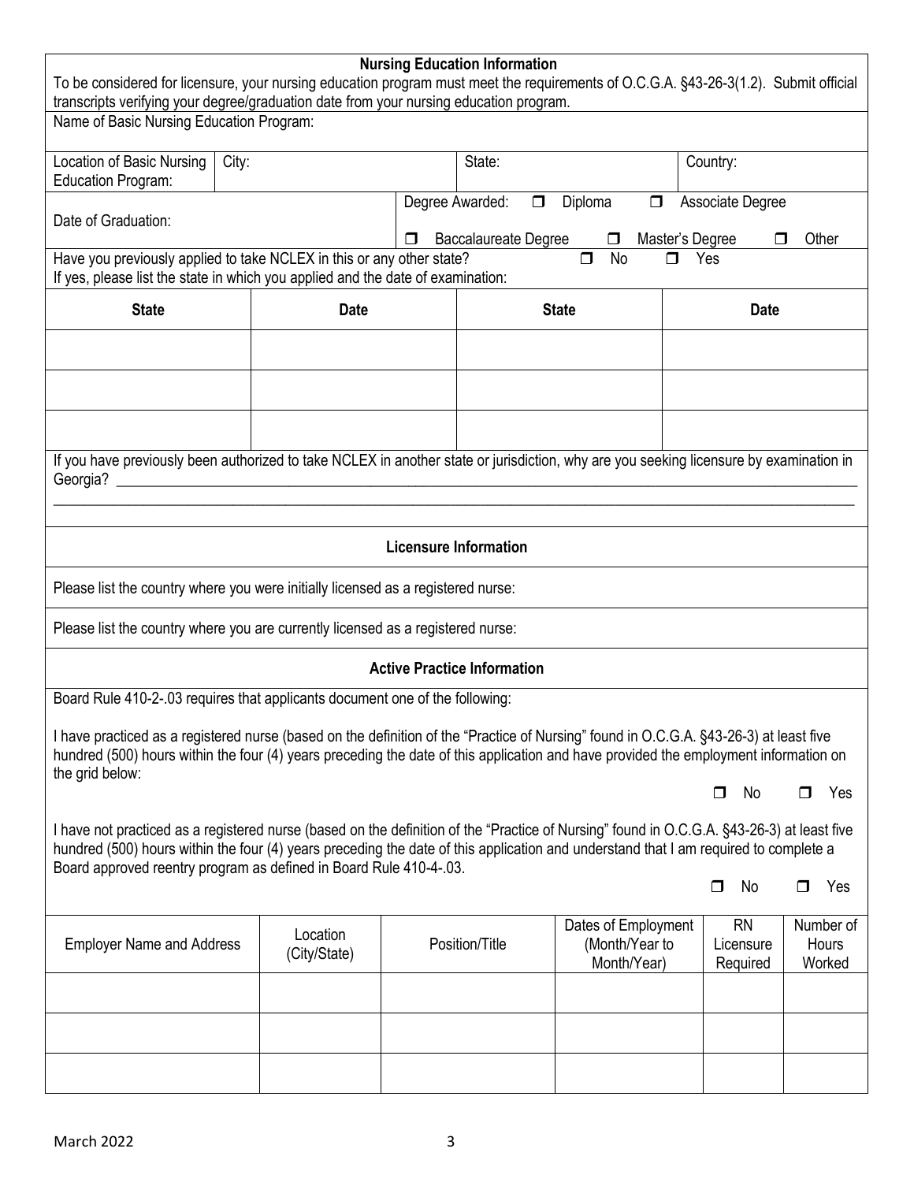## Nursing Education Information

To be considered for licensure, your nursing education program must meet the requirements of O.C.G.A. §43-26-3(1.2). Submit official transcripts verifying your degree/graduation date from your nursing education program.

Name of Basic Nursing Education Program:

| Location of Basic Nursing Education Program: | City: | State: | Country: |
|---|---|---|---|

Date of Graduation:

Degree Awarded: ☐ Diploma ☐ Associate Degree ☐ Baccalaureate Degree ☐ Master's Degree ☐ Other

Have you previously applied to take NCLEX in this or any other state? ☐ No ☐ Yes

If yes, please list the state in which you applied and the date of examination:

| State | Date | State | Date |
|---|---|---|---|
| | | | |
| | | | |
| | | | |

If you have previously been authorized to take NCLEX in another state or jurisdiction, why are you seeking licensure by examination in Georgia? ______________________________________________________________________

## Licensure Information

Please list the country where you were initially licensed as a registered nurse:

Please list the country where you are currently licensed as a registered nurse:

## Active Practice Information

Board Rule 410-2-.03 requires that applicants document one of the following:

I have practiced as a registered nurse (based on the definition of the "Practice of Nursing" found in O.C.G.A. §43-26-3) at least five hundred (500) hours within the four (4) years preceding the date of this application and have provided the employment information on the grid below:

☐ No ☐ Yes

I have not practiced as a registered nurse (based on the definition of the "Practice of Nursing" found in O.C.G.A. §43-26-3) at least five hundred (500) hours within the four (4) years preceding the date of this application and understand that I am required to complete a Board approved reentry program as defined in Board Rule 410-4-.03.

☐ No ☐ Yes

| Employer Name and Address | Location (City/State) | Position/Title | Dates of Employment (Month/Year to Month/Year) | RN Licensure Required | Number of Hours Worked |
|---|---|---|---|---|---|
| | | | | | |
| | | | | | |
| | | | | | |

March 2022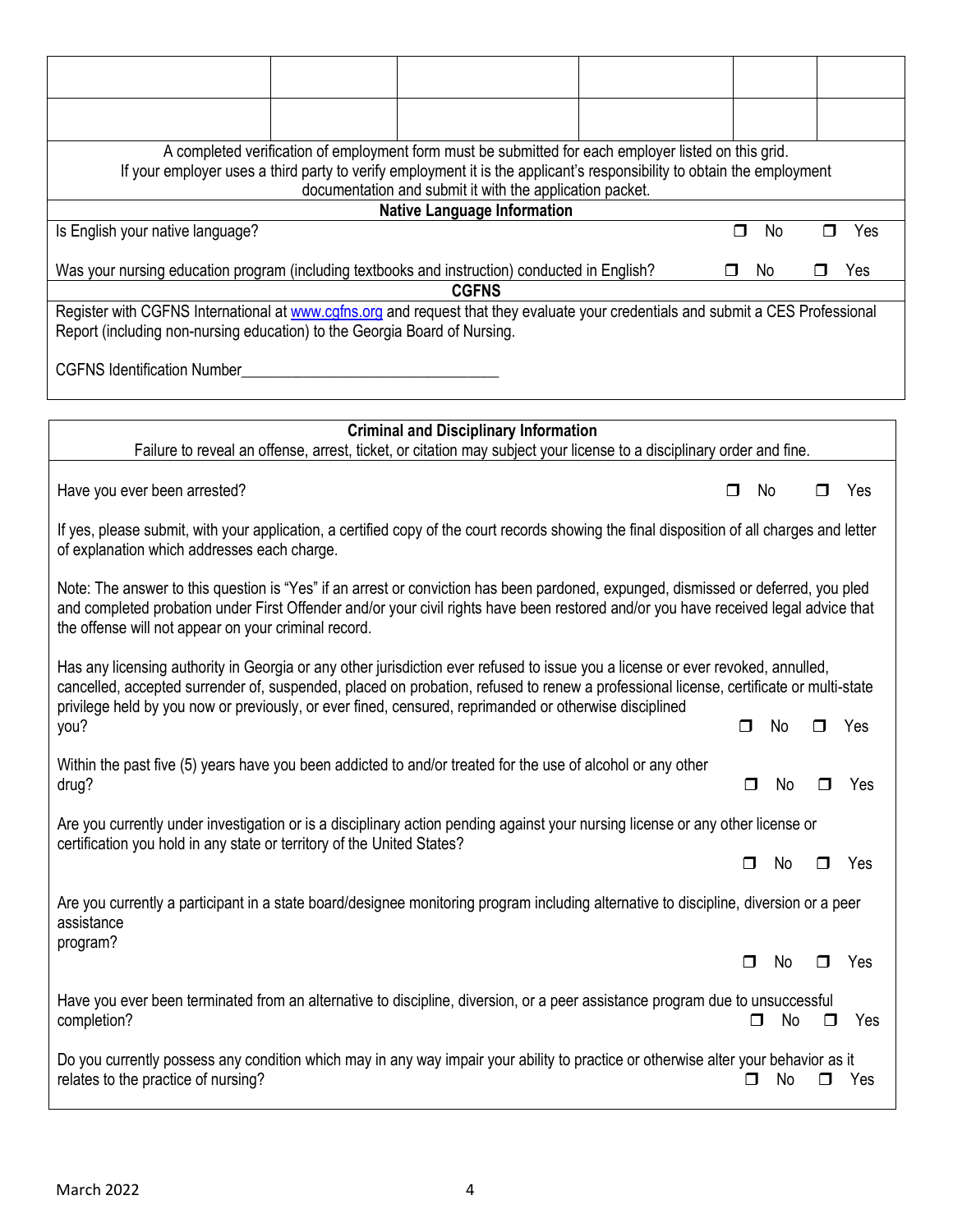| | | | | | |
|---|---|---|---|---|---|
| | | | | | |
| | | | | | |

A completed verification of employment form must be submitted for each employer listed on this grid.
If your employer uses a third party to verify employment it is the applicant's responsibility to obtain the employment documentation and submit it with the application packet.

**Native Language Information**

Is English your native language? ☐ No ☐ Yes

Was your nursing education program (including textbooks and instruction) conducted in English? ☐ No ☐ Yes

**CGFNS**

Register with CGFNS International at www.cgfns.org and request that they evaluate your credentials and submit a CES Professional Report (including non-nursing education) to the Georgia Board of Nursing.

CGFNS Identification Number________________________________

**Criminal and Disciplinary Information**

Failure to reveal an offense, arrest, ticket, or citation may subject your license to a disciplinary order and fine.

Have you ever been arrested? ☐ No ☐ Yes

If yes, please submit, with your application, a certified copy of the court records showing the final disposition of all charges and letter of explanation which addresses each charge.

Note: The answer to this question is "Yes" if an arrest or conviction has been pardoned, expunged, dismissed or deferred, you pled and completed probation under First Offender and/or your civil rights have been restored and/or you have received legal advice that the offense will not appear on your criminal record.

Has any licensing authority in Georgia or any other jurisdiction ever refused to issue you a license or ever revoked, annulled, cancelled, accepted surrender of, suspended, placed on probation, refused to renew a professional license, certificate or multi-state privilege held by you now or previously, or ever fined, censured, reprimanded or otherwise disciplined you? ☐ No ☐ Yes

Within the past five (5) years have you been addicted to and/or treated for the use of alcohol or any other drug? ☐ No ☐ Yes

Are you currently under investigation or is a disciplinary action pending against your nursing license or any other license or certification you hold in any state or territory of the United States? ☐ No ☐ Yes

Are you currently a participant in a state board/designee monitoring program including alternative to discipline, diversion or a peer assistance program? ☐ No ☐ Yes

Have you ever been terminated from an alternative to discipline, diversion, or a peer assistance program due to unsuccessful completion? ☐ No ☐ Yes

Do you currently possess any condition which may in any way impair your ability to practice or otherwise alter your behavior as it relates to the practice of nursing? ☐ No ☐ Yes

March 2022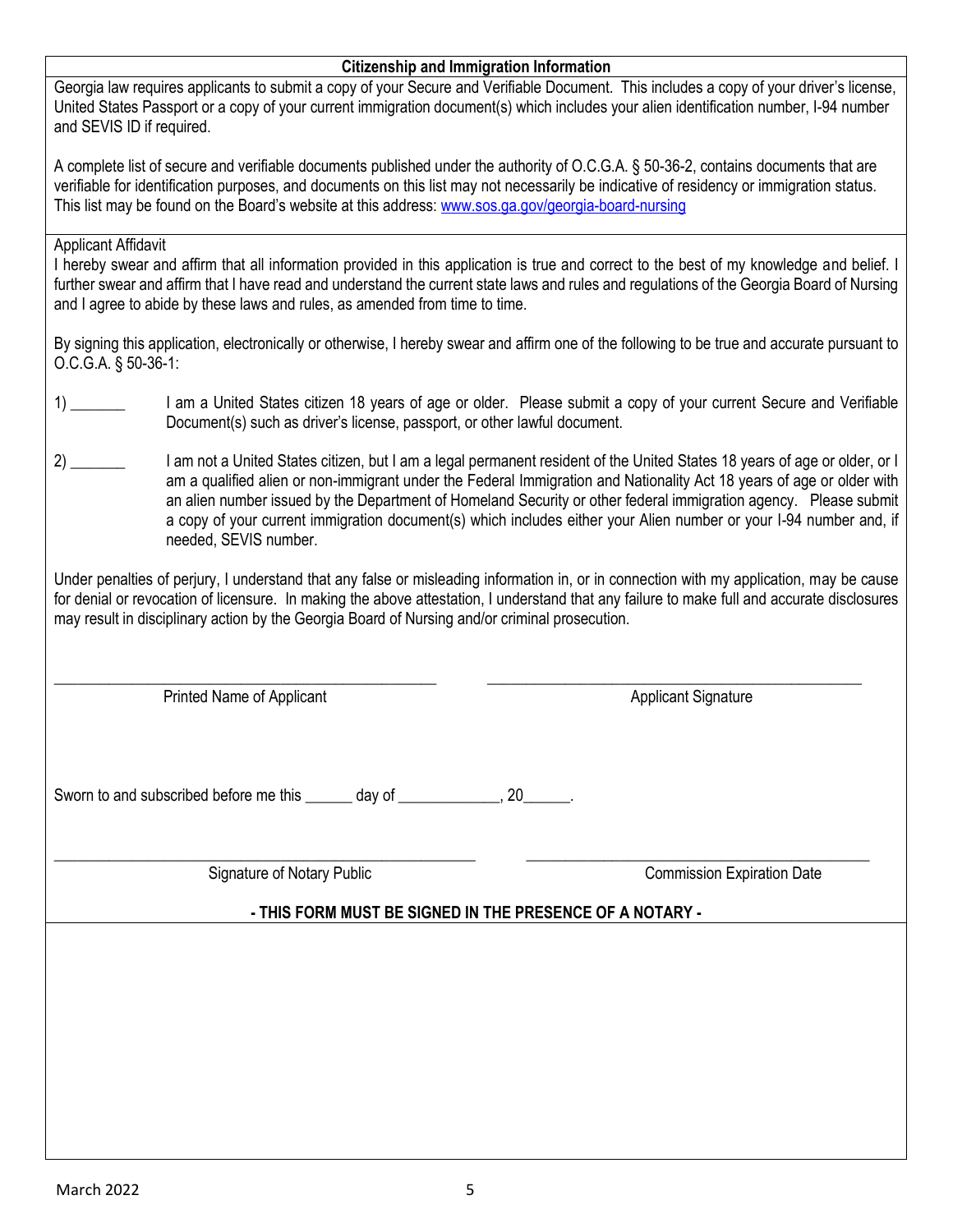## Citizenship and Immigration Information

Georgia law requires applicants to submit a copy of your Secure and Verifiable Document. This includes a copy of your driver's license, United States Passport or a copy of your current immigration document(s) which includes your alien identification number, I-94 number and SEVIS ID if required.

A complete list of secure and verifiable documents published under the authority of O.C.G.A. § 50-36-2, contains documents that are verifiable for identification purposes, and documents on this list may not necessarily be indicative of residency or immigration status. This list may be found on the Board's website at this address: [www.sos.ga.gov/georgia-board-nursing](www.sos.ga.gov/georgia-board-nursing)

Applicant Affidavit

I hereby swear and affirm that all information provided in this application is true and correct to the best of my knowledge and belief. I further swear and affirm that I have read and understand the current state laws and rules and regulations of the Georgia Board of Nursing and I agree to abide by these laws and rules, as amended from time to time.

By signing this application, electronically or otherwise, I hereby swear and affirm one of the following to be true and accurate pursuant to O.C.G.A. § 50-36-1:

1) _______ I am a United States citizen 18 years of age or older. Please submit a copy of your current Secure and Verifiable Document(s) such as driver's license, passport, or other lawful document.

2) _______ I am not a United States citizen, but I am a legal permanent resident of the United States 18 years of age or older, or I am a qualified alien or non-immigrant under the Federal Immigration and Nationality Act 18 years of age or older with an alien number issued by the Department of Homeland Security or other federal immigration agency. Please submit a copy of your current immigration document(s) which includes either your Alien number or your I-94 number and, if needed, SEVIS number.

Under penalties of perjury, I understand that any false or misleading information in, or in connection with my application, may be cause for denial or revocation of licensure. In making the above attestation, I understand that any failure to make full and accurate disclosures may result in disciplinary action by the Georgia Board of Nursing and/or criminal prosecution.

_________________________________________________ Printed Name of Applicant

_________________________________________________ Applicant Signature

Sworn to and subscribed before me this ______ day of _____________, 20______.

_________________________________________________ Signature of Notary Public

_________________________________________________ Commission Expiration Date

**- THIS FORM MUST BE SIGNED IN THE PRESENCE OF A NOTARY -**

March 2022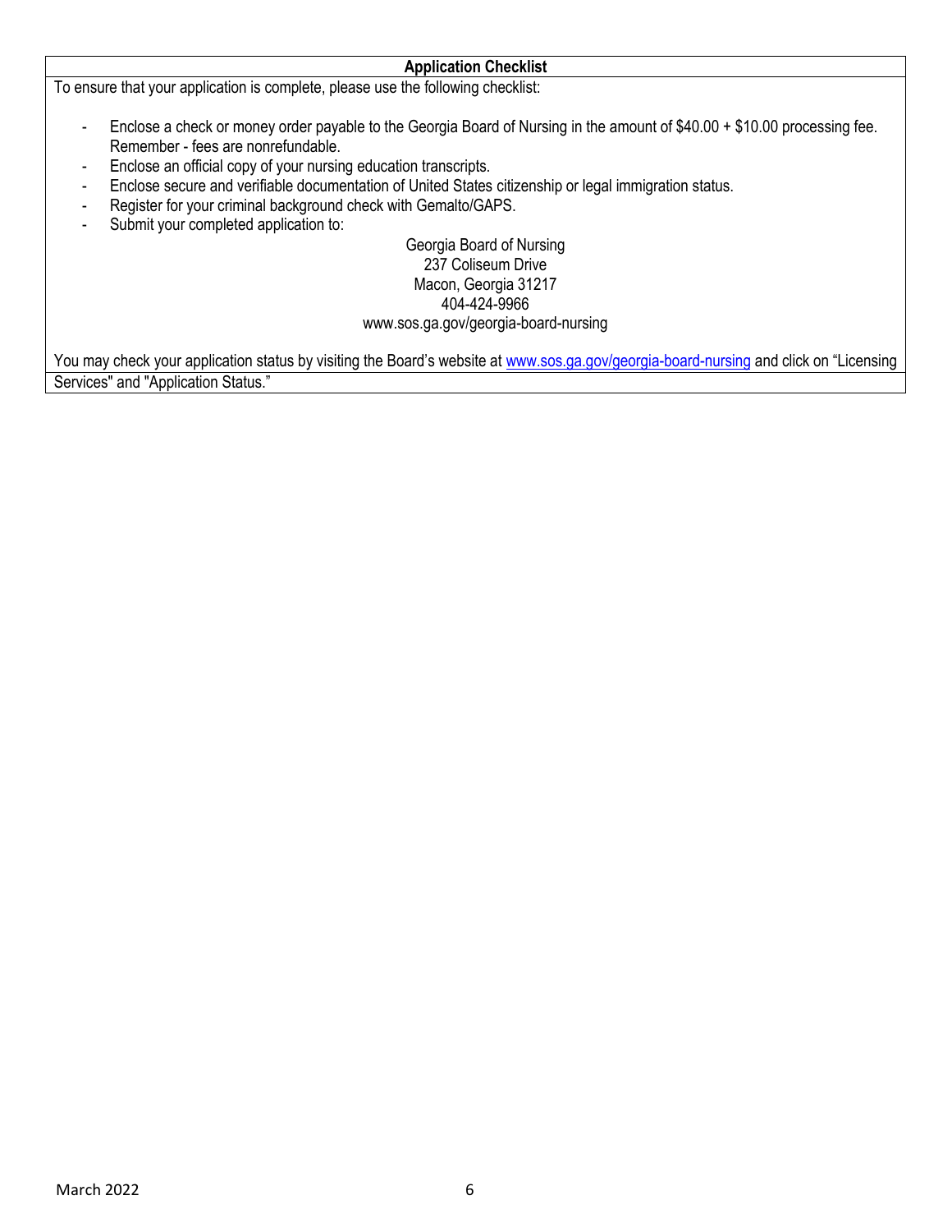## Application Checklist

To ensure that your application is complete, please use the following checklist:

- Enclose a check or money order payable to the Georgia Board of Nursing in the amount of $40.00 + $10.00 processing fee. Remember - fees are nonrefundable.
- Enclose an official copy of your nursing education transcripts.
- Enclose secure and verifiable documentation of United States citizenship or legal immigration status.
- Register for your criminal background check with Gemalto/GAPS.
- Submit your completed application to:

Georgia Board of Nursing
237 Coliseum Drive
Macon, Georgia 31217
404-424-9966
www.sos.ga.gov/georgia-board-nursing

You may check your application status by visiting the Board's website at www.sos.ga.gov/georgia-board-nursing and click on "Licensing Services" and "Application Status."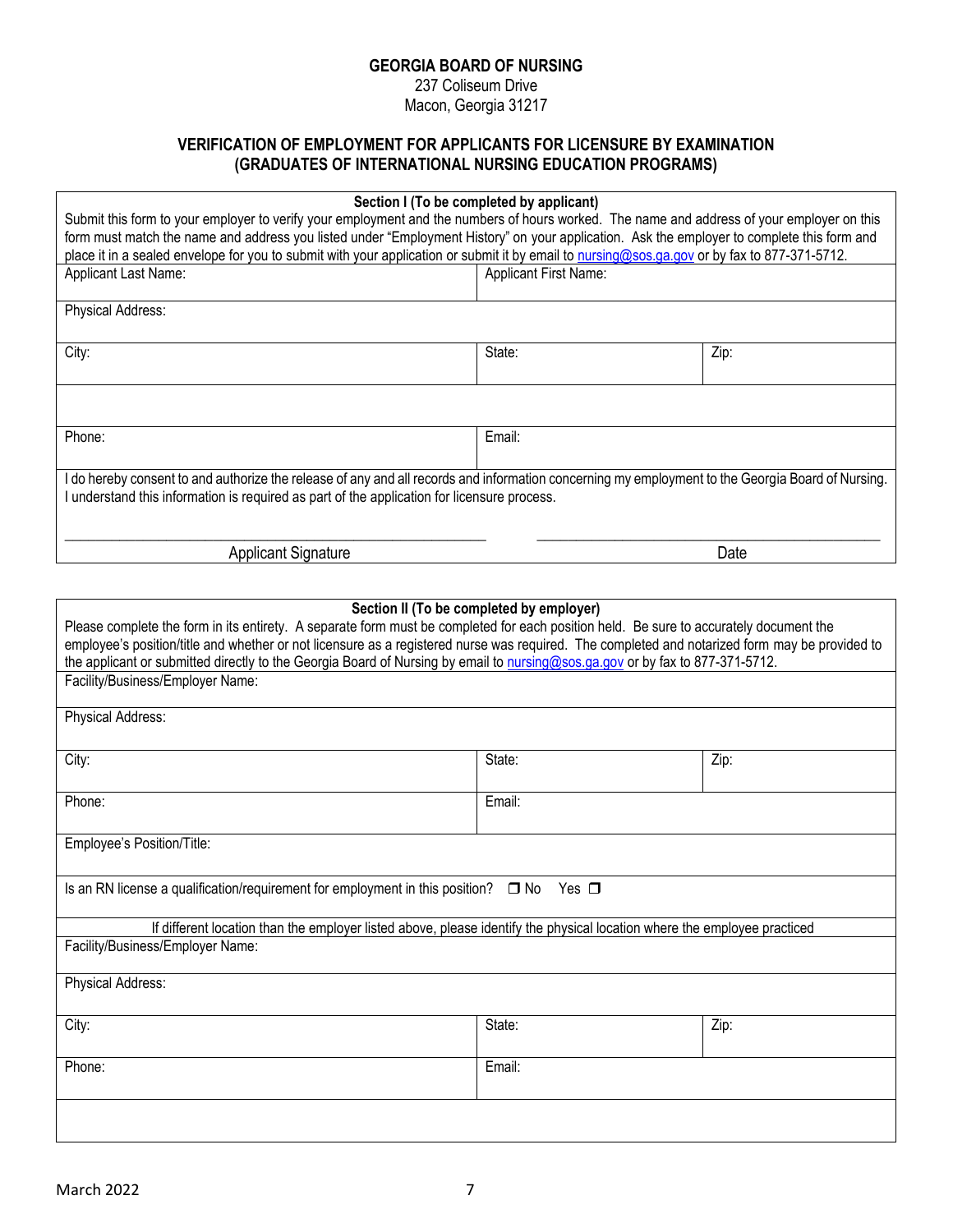**GEORGIA BOARD OF NURSING**
237 Coliseum Drive
Macon, Georgia 31217

## VERIFICATION OF EMPLOYMENT FOR APPLICANTS FOR LICENSURE BY EXAMINATION (GRADUATES OF INTERNATIONAL NURSING EDUCATION PROGRAMS)

**Section I (To be completed by applicant)**

Submit this form to your employer to verify your employment and the numbers of hours worked. The name and address of your employer on this form must match the name and address you listed under "Employment History" on your application. Ask the employer to complete this form and place it in a sealed envelope for you to submit with your application or submit it by email to nursing@sos.ga.gov or by fax to 877-371-5712.

| | | |
|---|---|---|
| Applicant Last Name: | Applicant First Name: | |
| Physical Address: | | |
| City: | State: | Zip: |
| | | |
| Phone: | Email: | |

I do hereby consent to and authorize the release of any and all records and information concerning my employment to the Georgia Board of Nursing. I understand this information is required as part of the application for licensure process.

\_\_\_\_\_\_\_\_\_\_\_\_\_\_\_\_\_\_\_\_\_\_\_\_\_\_\_\_\_\_\_\_\_\_\_\_\_\_ \_\_\_\_\_\_\_\_\_\_\_\_\_\_\_\_\_\_\_\_\_\_\_\_\_\_\_\_\_\_\_\_\_\_

Applicant Signature Date

**Section II (To be completed by employer)**

Please complete the form in its entirety. A separate form must be completed for each position held. Be sure to accurately document the employee's position/title and whether or not licensure as a registered nurse was required. The completed and notarized form may be provided to the applicant or submitted directly to the Georgia Board of Nursing by email to nursing@sos.ga.gov or by fax to 877-371-5712.

| | | |
|---|---|---|
| Facility/Business/Employer Name: | | |
| Physical Address: | | |
| City: | State: | Zip: |
| Phone: | Email: | |
| Employee's Position/Title: | | |

Is an RN license a qualification/requirement for employment in this position? ❒ No Yes ❒

If different location than the employer listed above, please identify the physical location where the employee practiced

| | | |
|---|---|---|
| Facility/Business/Employer Name: | | |
| Physical Address: | | |
| City: | State: | Zip: |
| Phone: | Email: | |
| | | |

March 2022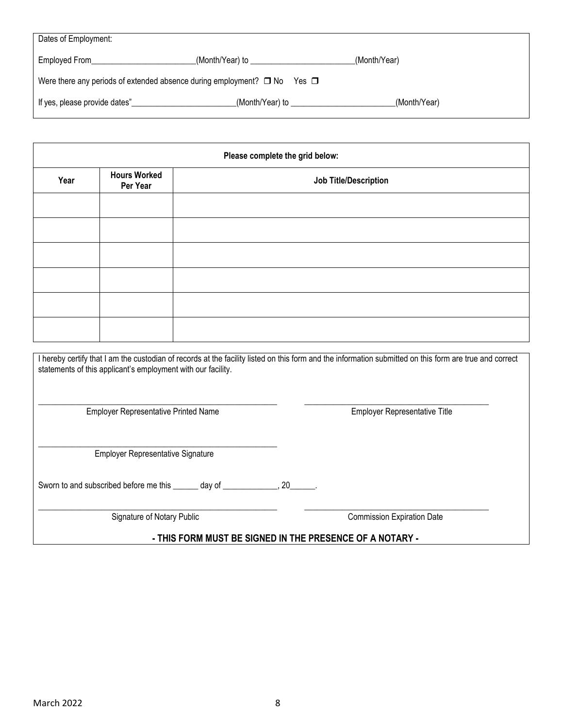Dates of Employment:

Employed From_________________________(Month/Year) to _________________________(Month/Year)

Were there any periods of extended absence during employment? ❐ No Yes ❐

If yes, please provide dates"_________________________(Month/Year) to _________________________(Month/Year)

**Please complete the grid below:**

| Year | Hours Worked Per Year | Job Title/Description |
|---|---|---|
| | | |
| | | |
| | | |
| | | |
| | | |
| | | |

I hereby certify that I am the custodian of records at the facility listed on this form and the information submitted on this form are true and correct statements of this applicant's employment with our facility.

_________________________________________ Employer Representative Printed Name

_________________________________________ Employer Representative Title

_________________________________________ Employer Representative Signature

Sworn to and subscribed before me this ______ day of _____________, 20______.

_________________________________________ Signature of Notary Public

_________________________________________ Commission Expiration Date

**- THIS FORM MUST BE SIGNED IN THE PRESENCE OF A NOTARY -**

March 2022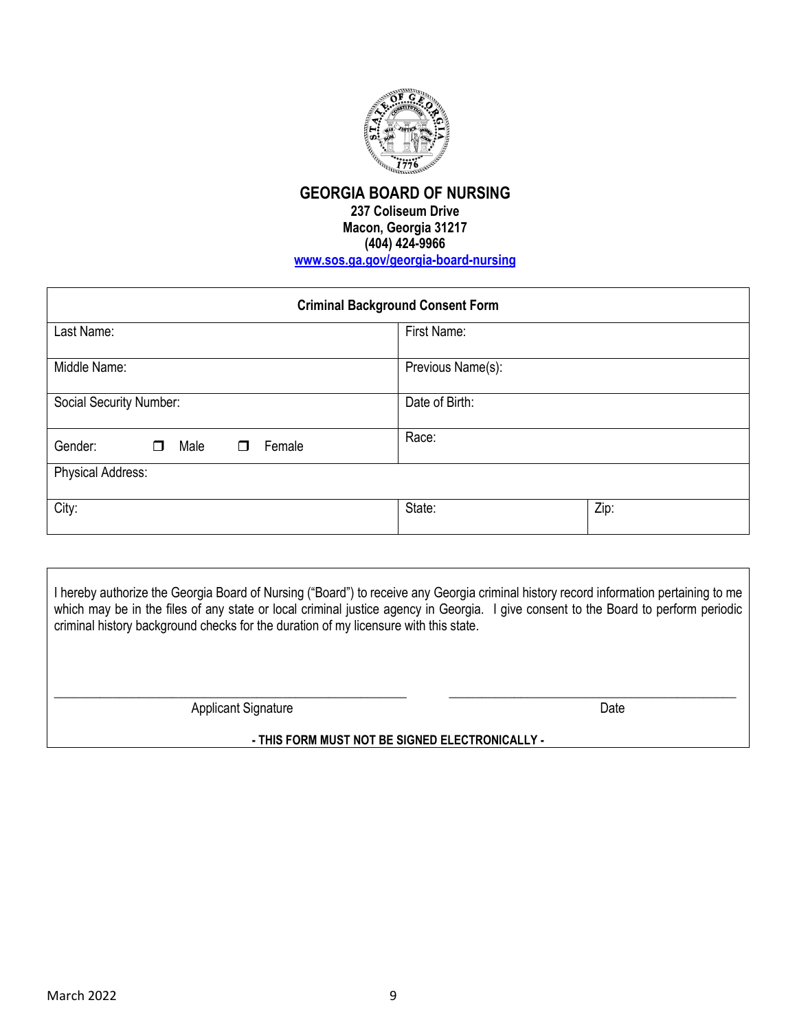# GEORGIA BOARD OF NURSING

**237 Coliseum Drive**
**Macon, Georgia 31217**
**(404) 424-9966**
**www.sos.ga.gov/georgia-board-nursing**

| **Criminal Background Consent Form** | | |
|---|---|---|
| Last Name: | First Name: | |
| Middle Name: | Previous Name(s): | |
| Social Security Number: | Date of Birth: | |
| Gender: ☐ Male ☐ Female | Race: | |
| Physical Address: | | |
| City: | State: | Zip: |

I hereby authorize the Georgia Board of Nursing ("Board") to receive any Georgia criminal history record information pertaining to me which may be in the files of any state or local criminal justice agency in Georgia. I give consent to the Board to perform periodic criminal history background checks for the duration of my licensure with this state.

_______________________________________ Applicant Signature

_______________________________________ Date

**- THIS FORM MUST NOT BE SIGNED ELECTRONICALLY -**

March 2022